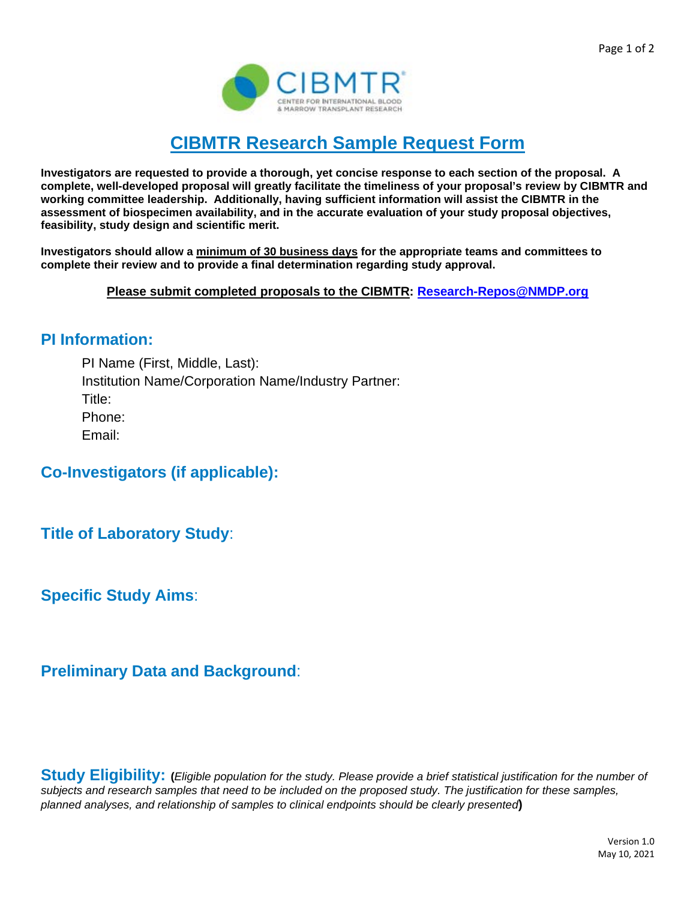# CIBMTR Research Sample Request Form

**Investigators are requested to provide a thorough, yet concise response to each section of the proposal. A complete, well-developed proposal will greatly facilitate the timeliness of your proposal's review by CIBMTR and working committee leadership. Additionally, having sufficient information will assist the CIBMTR in the assessment of biospecimen availability, and in the accurate evaluation of your study proposal objectives, feasibility, study design and scientific merit.**

**Investigators should allow a minimum of 30 business days for the appropriate teams and committees to complete their review and to provide a final determination regarding study approval.**

**Please submit completed proposals to the CIBMTR: Research-Repos@NMDP.org**

## PI Information:

PI Name (First, Middle, Last):
Institution Name/Corporation Name/Industry Partner:
Title:
Phone:
Email:

## Co-Investigators (if applicable):

## Title of Laboratory Study:

## Specific Study Aims:

## Preliminary Data and Background:

## Study Eligibility:

*(Eligible population for the study. Please provide a brief statistical justification for the number of subjects and research samples that need to be included on the proposed study. The justification for these samples, planned analyses, and relationship of samples to clinical endpoints should be clearly presented)*

Version 1.0
May 10, 2021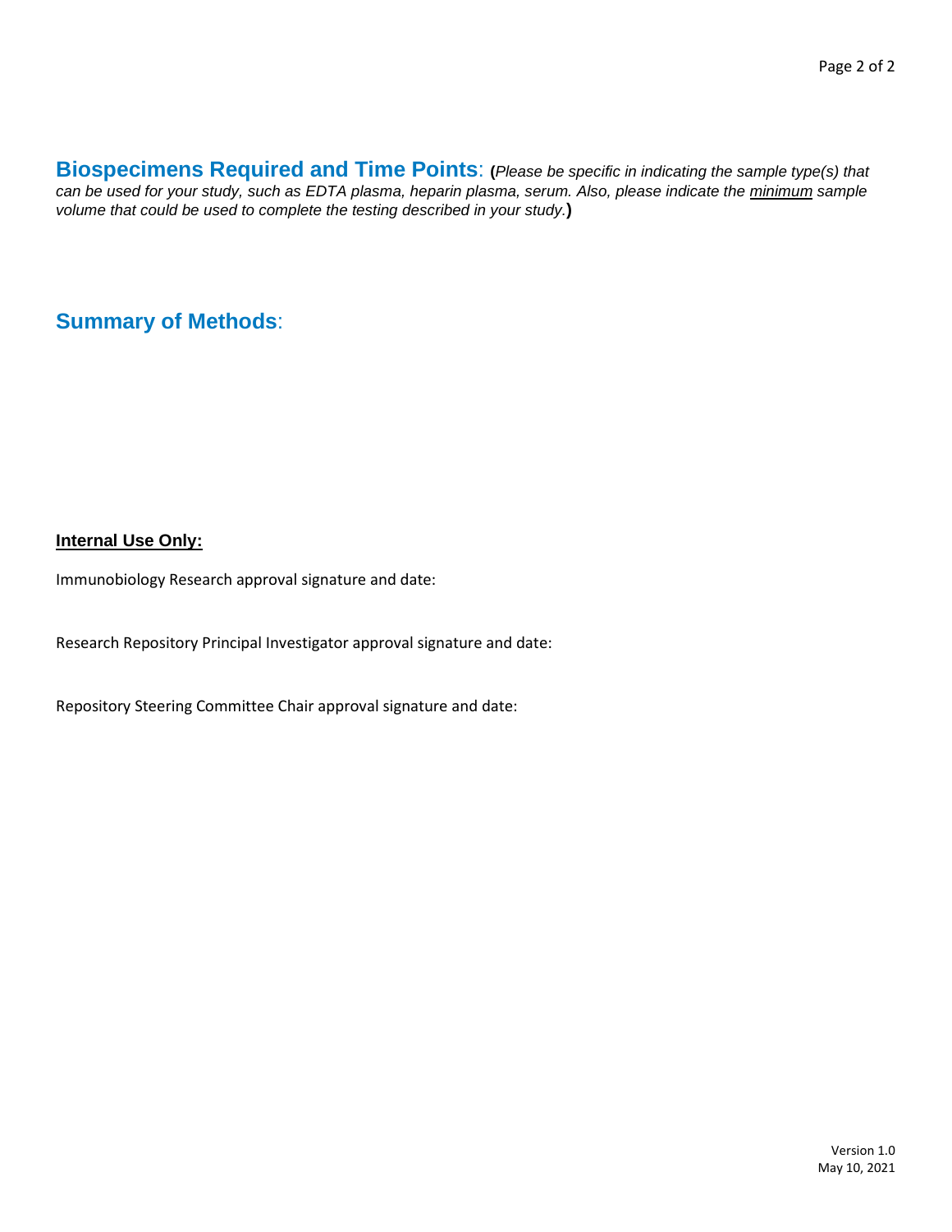## Biospecimens Required and Time Points:

(*Please be specific in indicating the sample type(s) that can be used for your study, such as EDTA plasma, heparin plasma, serum. Also, please indicate the minimum sample volume that could be used to complete the testing described in your study.*)

## Summary of Methods:

**Internal Use Only:**

Immunobiology Research approval signature and date:

Research Repository Principal Investigator approval signature and date:

Repository Steering Committee Chair approval signature and date:

Version 1.0
May 10, 2021